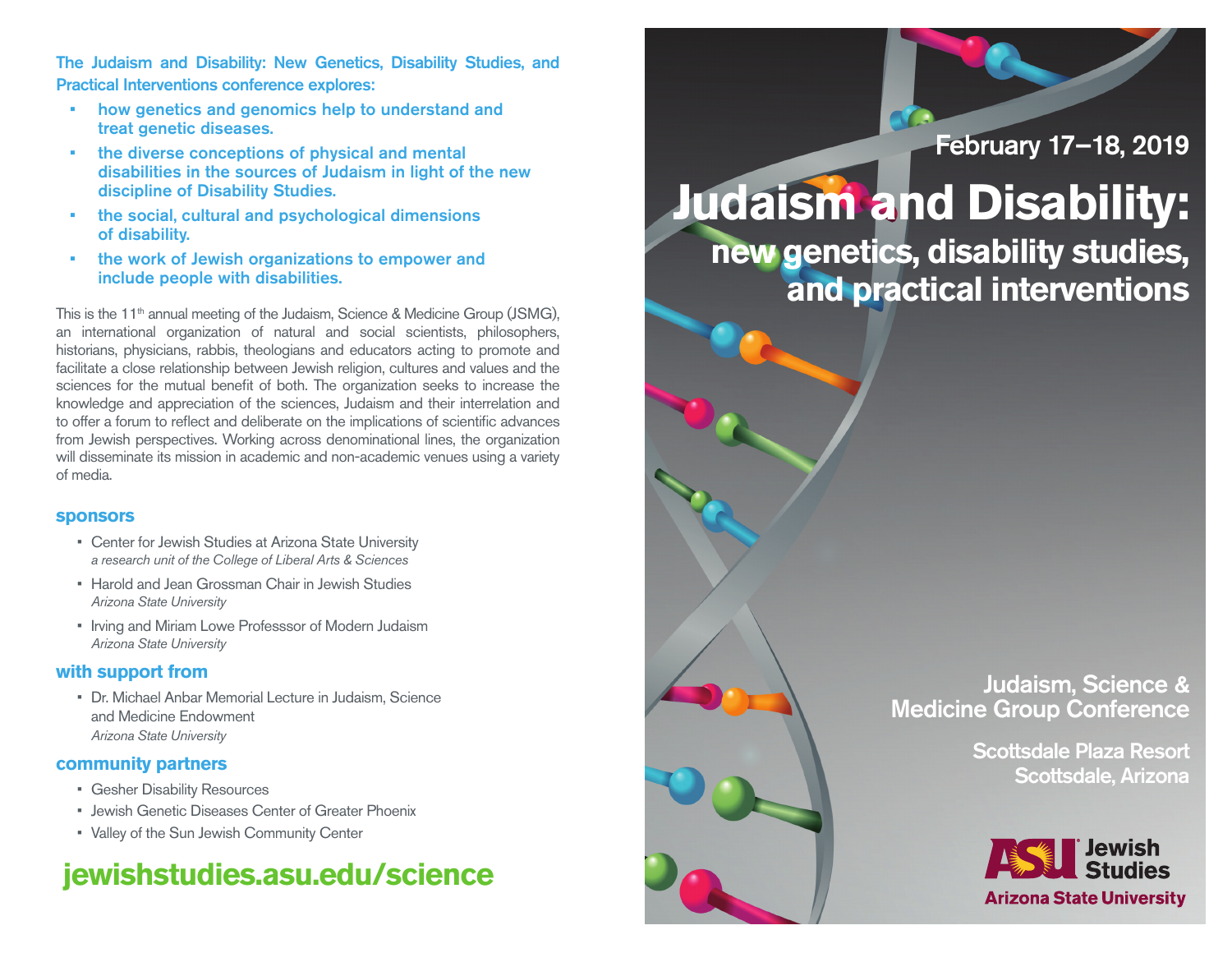**The Judaism and Disability: New Genetics, Disability Studies, and Practical Interventions conference explores:**

- how genetics and genomics help to understand and treat genetic diseases.
- the diverse conceptions of physical and mental disabilities in the sources of Judaism in light of the new discipline of Disability Studies.
- the social, cultural and psychological dimensions of disability.
- the work of Jewish organizations to empower and include people with disabilities.

This is the 11th annual meeting of the Judaism, Science & Medicine Group (JSMG), an international organization of natural and social scientists, philosophers, historians, physicians, rabbis, theologians and educators acting to promote and facilitate a close relationship between Jewish religion, cultures and values and the sciences for the mutual benefit of both. The organization seeks to increase the knowledge and appreciation of the sciences, Judaism and their interrelation and to offer a forum to reflect and deliberate on the implications of scientific advances from Jewish perspectives. Working across denominational lines, the organization will disseminate its mission in academic and non-academic venues using a variety of media.

## sponsors

- Center for Jewish Studies at Arizona State University
  *a research unit of the College of Liberal Arts & Sciences*
- Harold and Jean Grossman Chair in Jewish Studies
  *Arizona State University*
- Irving and Miriam Lowe Professsor of Modern Judaism
  *Arizona State University*

## with support from

- Dr. Michael Anbar Memorial Lecture in Judaism, Science and Medicine Endowment
  *Arizona State University*

## community partners

- Gesher Disability Resources
- Jewish Genetic Diseases Center of Greater Phoenix
- Valley of the Sun Jewish Community Center

**jewishstudies.asu.edu/science**

February 17–18, 2019

# Judaism and Disability:

## new genetics, disability studies, and practical interventions

**Judaism, Science & Medicine Group Conference**

Scottsdale Plaza Resort
Scottsdale, Arizona

ASU Jewish Studies
Arizona State University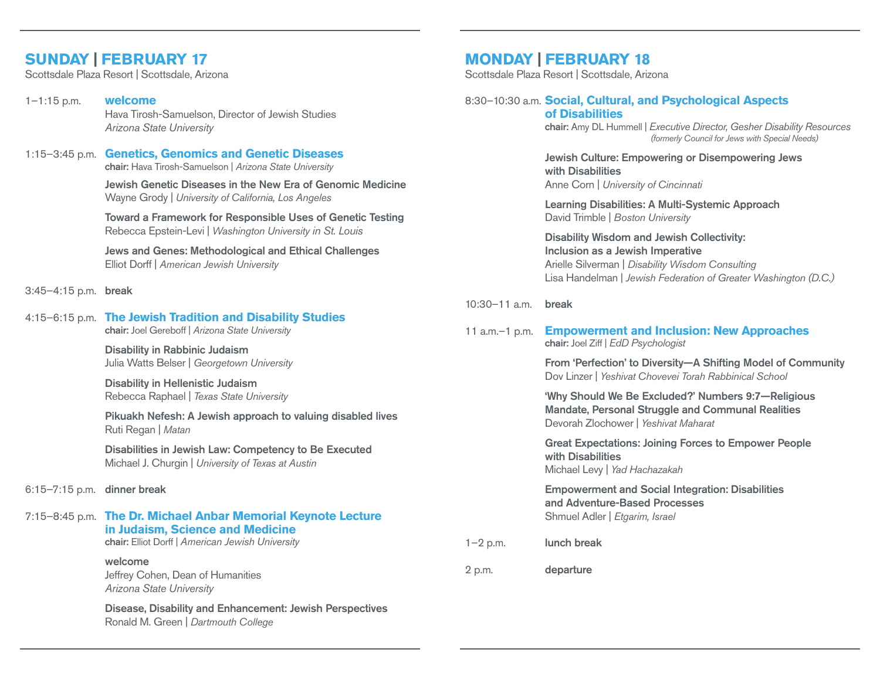## SUNDAY | FEBRUARY 17

Scottsdale Plaza Resort | Scottsdale, Arizona

1–1:15 p.m. **welcome**
Hava Tirosh-Samuelson, Director of Jewish Studies
*Arizona State University*

1:15–3:45 p.m. **Genetics, Genomics and Genetic Diseases**
**chair:** Hava Tirosh-Samuelson | *Arizona State University*

**Jewish Genetic Diseases in the New Era of Genomic Medicine**
Wayne Grody | *University of California, Los Angeles*

**Toward a Framework for Responsible Uses of Genetic Testing**
Rebecca Epstein-Levi | *Washington University in St. Louis*

**Jews and Genes: Methodological and Ethical Challenges**
Elliot Dorff | *American Jewish University*

3:45–4:15 p.m. **break**

4:15–6:15 p.m. **The Jewish Tradition and Disability Studies**
**chair:** Joel Gereboff | *Arizona State University*

**Disability in Rabbinic Judaism**
Julia Watts Belser | *Georgetown University*

**Disability in Hellenistic Judaism**
Rebecca Raphael | *Texas State University*

**Pikuakh Nefesh: A Jewish approach to valuing disabled lives**
Ruti Regan | *Matan*

**Disabilities in Jewish Law: Competency to Be Executed**
Michael J. Churgin | *University of Texas at Austin*

6:15–7:15 p.m. **dinner break**

7:15–8:45 p.m. **The Dr. Michael Anbar Memorial Keynote Lecture in Judaism, Science and Medicine**
**chair:** Elliot Dorff | *American Jewish University*

**welcome**
Jeffrey Cohen, Dean of Humanities
*Arizona State University*

**Disease, Disability and Enhancement: Jewish Perspectives**
Ronald M. Green | *Dartmouth College*

## MONDAY | FEBRUARY 18

Scottsdale Plaza Resort | Scottsdale, Arizona

8:30–10:30 a.m. **Social, Cultural, and Psychological Aspects of Disabilities**
**chair:** Amy DL Hummell | *Executive Director, Gesher Disability Resources (formerly Council for Jews with Special Needs)*

**Jewish Culture: Empowering or Disempowering Jews with Disabilities**
Anne Corn | *University of Cincinnati*

**Learning Disabilities: A Multi-Systemic Approach**
David Trimble | *Boston University*

**Disability Wisdom and Jewish Collectivity: Inclusion as a Jewish Imperative**
Arielle Silverman | *Disability Wisdom Consulting*
Lisa Handelman | *Jewish Federation of Greater Washington (D.C.)*

10:30–11 a.m. **break**

11 a.m.–1 p.m. **Empowerment and Inclusion: New Approaches**
**chair:** Joel Ziff | *EdD Psychologist*

**From 'Perfection' to Diversity—A Shifting Model of Community**
Dov Linzer | *Yeshivat Chovevei Torah Rabbinical School*

**'Why Should We Be Excluded?' Numbers 9:7—Religious Mandate, Personal Struggle and Communal Realities**
Devorah Zlochower | *Yeshivat Maharat*

**Great Expectations: Joining Forces to Empower People with Disabilities**
Michael Levy | *Yad Hachazakah*

**Empowerment and Social Integration: Disabilities and Adventure-Based Processes**
Shmuel Adler | *Etgarim, Israel*

1–2 p.m. **lunch break**

2 p.m. **departure**